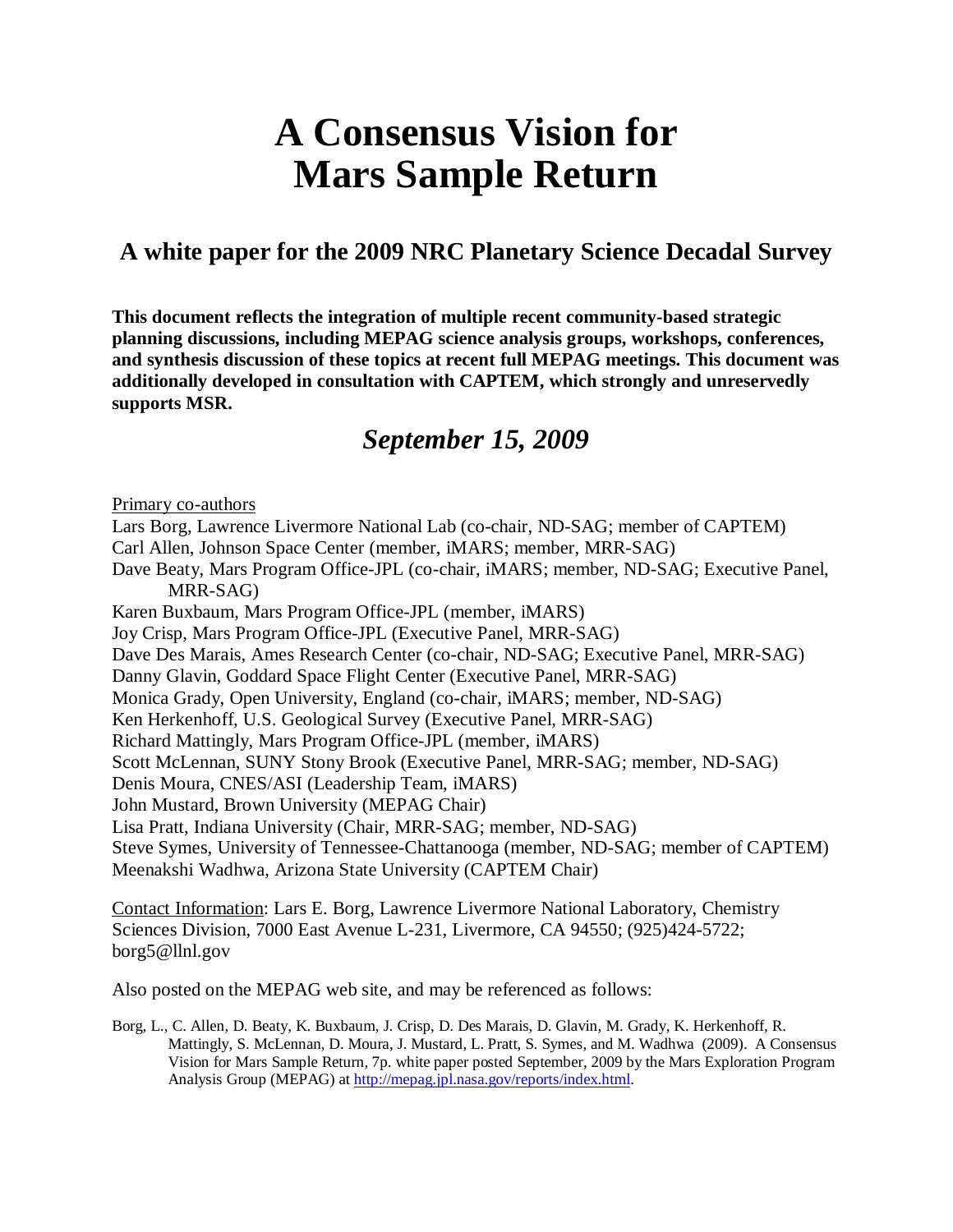# A Consensus Vision for Mars Sample Return

## A white paper for the 2009 NRC Planetary Science Decadal Survey

**This document reflects the integration of multiple recent community-based strategic planning discussions, including MEPAG science analysis groups, workshops, conferences, and synthesis discussion of these topics at recent full MEPAG meetings. This document was additionally developed in consultation with CAPTEM, which strongly and unreservedly supports MSR.**

## *September 15, 2009*

Primary co-authors

Lars Borg, Lawrence Livermore National Lab (co-chair, ND-SAG; member of CAPTEM)
Carl Allen, Johnson Space Center (member, iMARS; member, MRR-SAG)
Dave Beaty, Mars Program Office-JPL (co-chair, iMARS; member, ND-SAG; Executive Panel, MRR-SAG)
Karen Buxbaum, Mars Program Office-JPL (member, iMARS)
Joy Crisp, Mars Program Office-JPL (Executive Panel, MRR-SAG)
Dave Des Marais, Ames Research Center (co-chair, ND-SAG; Executive Panel, MRR-SAG)
Danny Glavin, Goddard Space Flight Center (Executive Panel, MRR-SAG)
Monica Grady, Open University, England (co-chair, iMARS; member, ND-SAG)
Ken Herkenhoff, U.S. Geological Survey (Executive Panel, MRR-SAG)
Richard Mattingly, Mars Program Office-JPL (member, iMARS)
Scott McLennan, SUNY Stony Brook (Executive Panel, MRR-SAG; member, ND-SAG)
Denis Moura, CNES/ASI (Leadership Team, iMARS)
John Mustard, Brown University (MEPAG Chair)
Lisa Pratt, Indiana University (Chair, MRR-SAG; member, ND-SAG)
Steve Symes, University of Tennessee-Chattanooga (member, ND-SAG; member of CAPTEM)
Meenakshi Wadhwa, Arizona State University (CAPTEM Chair)

Contact Information: Lars E. Borg, Lawrence Livermore National Laboratory, Chemistry Sciences Division, 7000 East Avenue L-231, Livermore, CA 94550; (925)424-5722; borg5@llnl.gov

Also posted on the MEPAG web site, and may be referenced as follows:

Borg, L., C. Allen, D. Beaty, K. Buxbaum, J. Crisp, D. Des Marais, D. Glavin, M. Grady, K. Herkenhoff, R. Mattingly, S. McLennan, D. Moura, J. Mustard, L. Pratt, S. Symes, and M. Wadhwa (2009). A Consensus Vision for Mars Sample Return, 7p. white paper posted September, 2009 by the Mars Exploration Program Analysis Group (MEPAG) at http://mepag.jpl.nasa.gov/reports/index.html.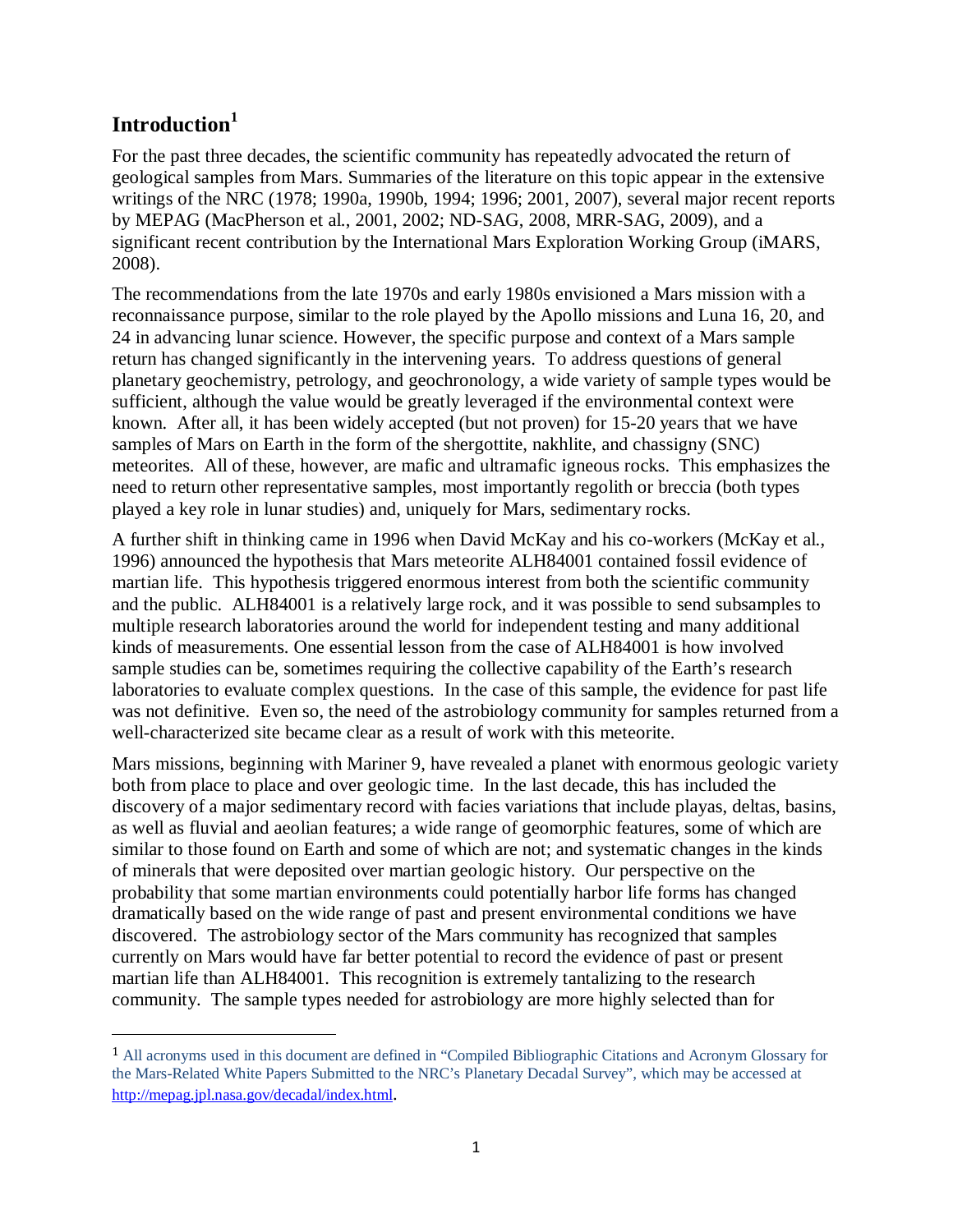## Introduction[1]

For the past three decades, the scientific community has repeatedly advocated the return of geological samples from Mars. Summaries of the literature on this topic appear in the extensive writings of the NRC (1978; 1990a, 1990b, 1994; 1996; 2001, 2007), several major recent reports by MEPAG (MacPherson et al., 2001, 2002; ND-SAG, 2008, MRR-SAG, 2009), and a significant recent contribution by the International Mars Exploration Working Group (iMARS, 2008).

The recommendations from the late 1970s and early 1980s envisioned a Mars mission with a reconnaissance purpose, similar to the role played by the Apollo missions and Luna 16, 20, and 24 in advancing lunar science. However, the specific purpose and context of a Mars sample return has changed significantly in the intervening years. To address questions of general planetary geochemistry, petrology, and geochronology, a wide variety of sample types would be sufficient, although the value would be greatly leveraged if the environmental context were known. After all, it has been widely accepted (but not proven) for 15-20 years that we have samples of Mars on Earth in the form of the shergottite, nakhlite, and chassigny (SNC) meteorites. All of these, however, are mafic and ultramafic igneous rocks. This emphasizes the need to return other representative samples, most importantly regolith or breccia (both types played a key role in lunar studies) and, uniquely for Mars, sedimentary rocks.

A further shift in thinking came in 1996 when David McKay and his co-workers (McKay et al., 1996) announced the hypothesis that Mars meteorite ALH84001 contained fossil evidence of martian life. This hypothesis triggered enormous interest from both the scientific community and the public. ALH84001 is a relatively large rock, and it was possible to send subsamples to multiple research laboratories around the world for independent testing and many additional kinds of measurements. One essential lesson from the case of ALH84001 is how involved sample studies can be, sometimes requiring the collective capability of the Earth's research laboratories to evaluate complex questions. In the case of this sample, the evidence for past life was not definitive. Even so, the need of the astrobiology community for samples returned from a well-characterized site became clear as a result of work with this meteorite.

Mars missions, beginning with Mariner 9, have revealed a planet with enormous geologic variety both from place to place and over geologic time. In the last decade, this has included the discovery of a major sedimentary record with facies variations that include playas, deltas, basins, as well as fluvial and aeolian features; a wide range of geomorphic features, some of which are similar to those found on Earth and some of which are not; and systematic changes in the kinds of minerals that were deposited over martian geologic history. Our perspective on the probability that some martian environments could potentially harbor life forms has changed dramatically based on the wide range of past and present environmental conditions we have discovered. The astrobiology sector of the Mars community has recognized that samples currently on Mars would have far better potential to record the evidence of past or present martian life than ALH84001. This recognition is extremely tantalizing to the research community. The sample types needed for astrobiology are more highly selected than for

[1] All acronyms used in this document are defined in "Compiled Bibliographic Citations and Acronym Glossary for the Mars-Related White Papers Submitted to the NRC's Planetary Decadal Survey", which may be accessed at http://mepag.jpl.nasa.gov/decadal/index.html.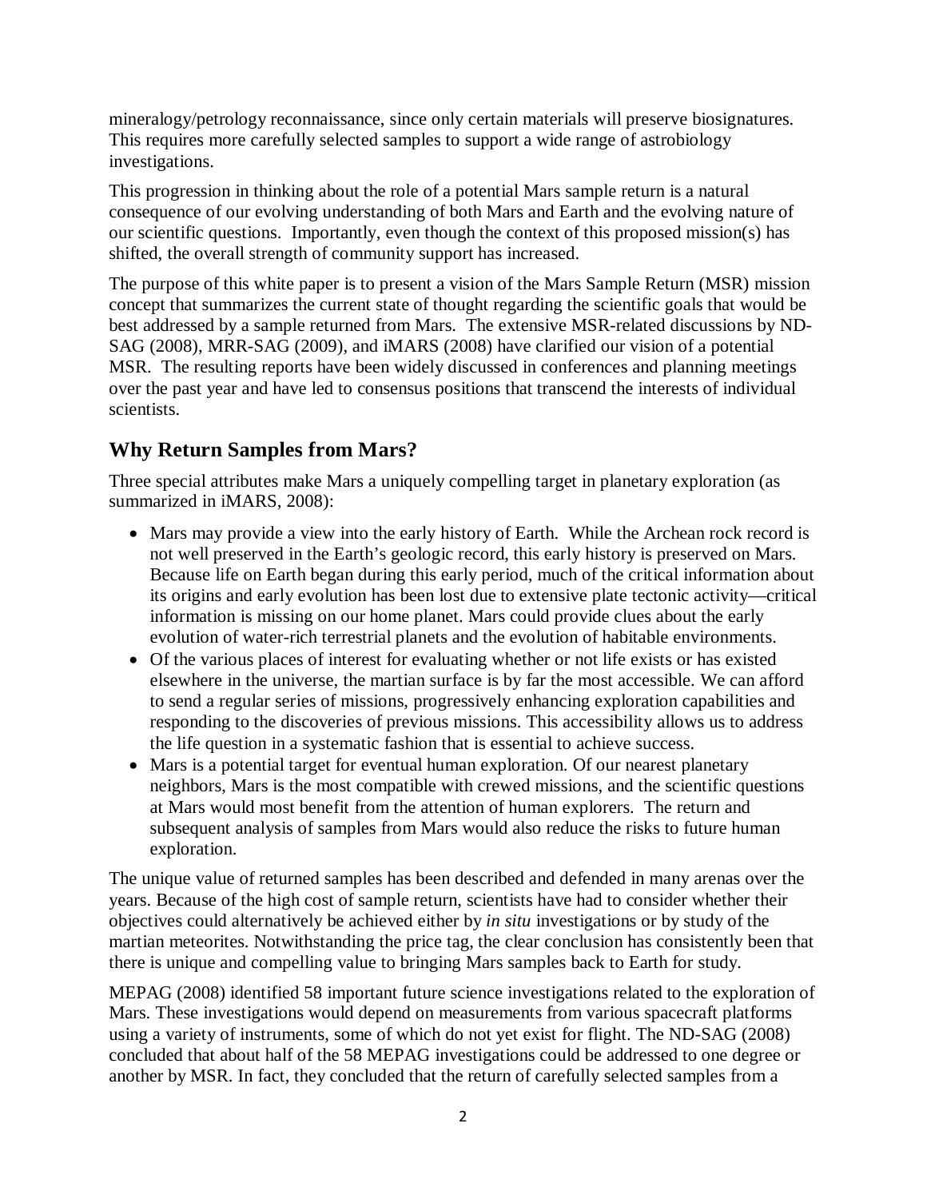mineralogy/petrology reconnaissance, since only certain materials will preserve biosignatures. This requires more carefully selected samples to support a wide range of astrobiology investigations.

This progression in thinking about the role of a potential Mars sample return is a natural consequence of our evolving understanding of both Mars and Earth and the evolving nature of our scientific questions. Importantly, even though the context of this proposed mission(s) has shifted, the overall strength of community support has increased.

The purpose of this white paper is to present a vision of the Mars Sample Return (MSR) mission concept that summarizes the current state of thought regarding the scientific goals that would be best addressed by a sample returned from Mars. The extensive MSR-related discussions by ND-SAG (2008), MRR-SAG (2009), and iMARS (2008) have clarified our vision of a potential MSR. The resulting reports have been widely discussed in conferences and planning meetings over the past year and have led to consensus positions that transcend the interests of individual scientists.

## Why Return Samples from Mars?

Three special attributes make Mars a uniquely compelling target in planetary exploration (as summarized in iMARS, 2008):

- Mars may provide a view into the early history of Earth. While the Archean rock record is not well preserved in the Earth's geologic record, this early history is preserved on Mars. Because life on Earth began during this early period, much of the critical information about its origins and early evolution has been lost due to extensive plate tectonic activity—critical information is missing on our home planet. Mars could provide clues about the early evolution of water-rich terrestrial planets and the evolution of habitable environments.
- Of the various places of interest for evaluating whether or not life exists or has existed elsewhere in the universe, the martian surface is by far the most accessible. We can afford to send a regular series of missions, progressively enhancing exploration capabilities and responding to the discoveries of previous missions. This accessibility allows us to address the life question in a systematic fashion that is essential to achieve success.
- Mars is a potential target for eventual human exploration. Of our nearest planetary neighbors, Mars is the most compatible with crewed missions, and the scientific questions at Mars would most benefit from the attention of human explorers. The return and subsequent analysis of samples from Mars would also reduce the risks to future human exploration.

The unique value of returned samples has been described and defended in many arenas over the years. Because of the high cost of sample return, scientists have had to consider whether their objectives could alternatively be achieved either by *in situ* investigations or by study of the martian meteorites. Notwithstanding the price tag, the clear conclusion has consistently been that there is unique and compelling value to bringing Mars samples back to Earth for study.

MEPAG (2008) identified 58 important future science investigations related to the exploration of Mars. These investigations would depend on measurements from various spacecraft platforms using a variety of instruments, some of which do not yet exist for flight. The ND-SAG (2008) concluded that about half of the 58 MEPAG investigations could be addressed to one degree or another by MSR. In fact, they concluded that the return of carefully selected samples from a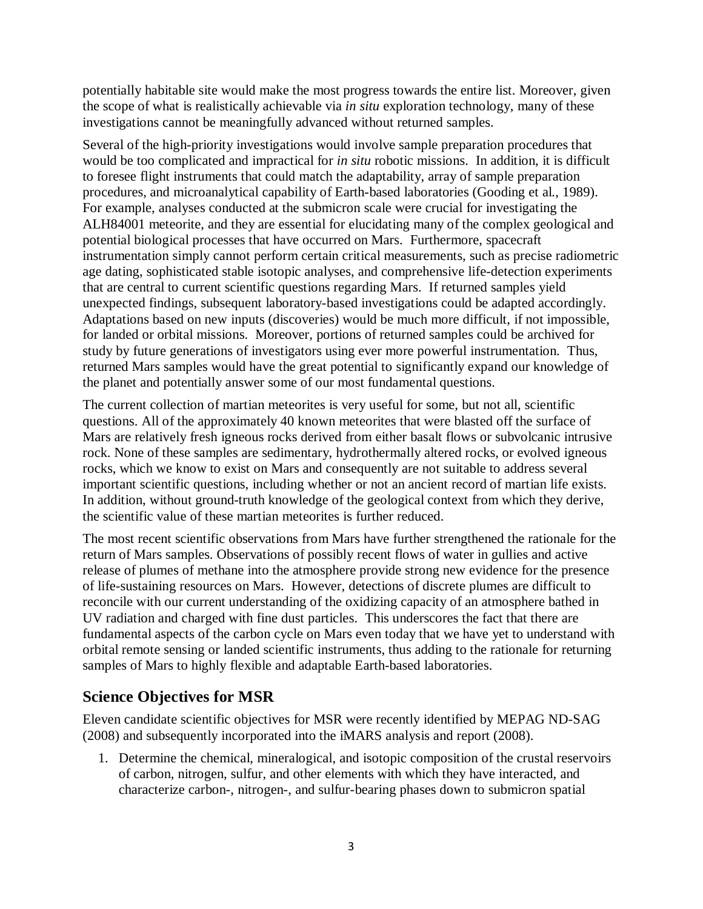potentially habitable site would make the most progress towards the entire list. Moreover, given the scope of what is realistically achievable via *in situ* exploration technology, many of these investigations cannot be meaningfully advanced without returned samples.

Several of the high-priority investigations would involve sample preparation procedures that would be too complicated and impractical for *in situ* robotic missions. In addition, it is difficult to foresee flight instruments that could match the adaptability, array of sample preparation procedures, and microanalytical capability of Earth-based laboratories (Gooding et al., 1989). For example, analyses conducted at the submicron scale were crucial for investigating the ALH84001 meteorite, and they are essential for elucidating many of the complex geological and potential biological processes that have occurred on Mars. Furthermore, spacecraft instrumentation simply cannot perform certain critical measurements, such as precise radiometric age dating, sophisticated stable isotopic analyses, and comprehensive life-detection experiments that are central to current scientific questions regarding Mars. If returned samples yield unexpected findings, subsequent laboratory-based investigations could be adapted accordingly. Adaptations based on new inputs (discoveries) would be much more difficult, if not impossible, for landed or orbital missions. Moreover, portions of returned samples could be archived for study by future generations of investigators using ever more powerful instrumentation. Thus, returned Mars samples would have the great potential to significantly expand our knowledge of the planet and potentially answer some of our most fundamental questions.

The current collection of martian meteorites is very useful for some, but not all, scientific questions. All of the approximately 40 known meteorites that were blasted off the surface of Mars are relatively fresh igneous rocks derived from either basalt flows or subvolcanic intrusive rock. None of these samples are sedimentary, hydrothermally altered rocks, or evolved igneous rocks, which we know to exist on Mars and consequently are not suitable to address several important scientific questions, including whether or not an ancient record of martian life exists. In addition, without ground-truth knowledge of the geological context from which they derive, the scientific value of these martian meteorites is further reduced.

The most recent scientific observations from Mars have further strengthened the rationale for the return of Mars samples. Observations of possibly recent flows of water in gullies and active release of plumes of methane into the atmosphere provide strong new evidence for the presence of life-sustaining resources on Mars. However, detections of discrete plumes are difficult to reconcile with our current understanding of the oxidizing capacity of an atmosphere bathed in UV radiation and charged with fine dust particles. This underscores the fact that there are fundamental aspects of the carbon cycle on Mars even today that we have yet to understand with orbital remote sensing or landed scientific instruments, thus adding to the rationale for returning samples of Mars to highly flexible and adaptable Earth-based laboratories.

## Science Objectives for MSR

Eleven candidate scientific objectives for MSR were recently identified by MEPAG ND-SAG (2008) and subsequently incorporated into the iMARS analysis and report (2008).

1. Determine the chemical, mineralogical, and isotopic composition of the crustal reservoirs of carbon, nitrogen, sulfur, and other elements with which they have interacted, and characterize carbon-, nitrogen-, and sulfur-bearing phases down to submicron spatial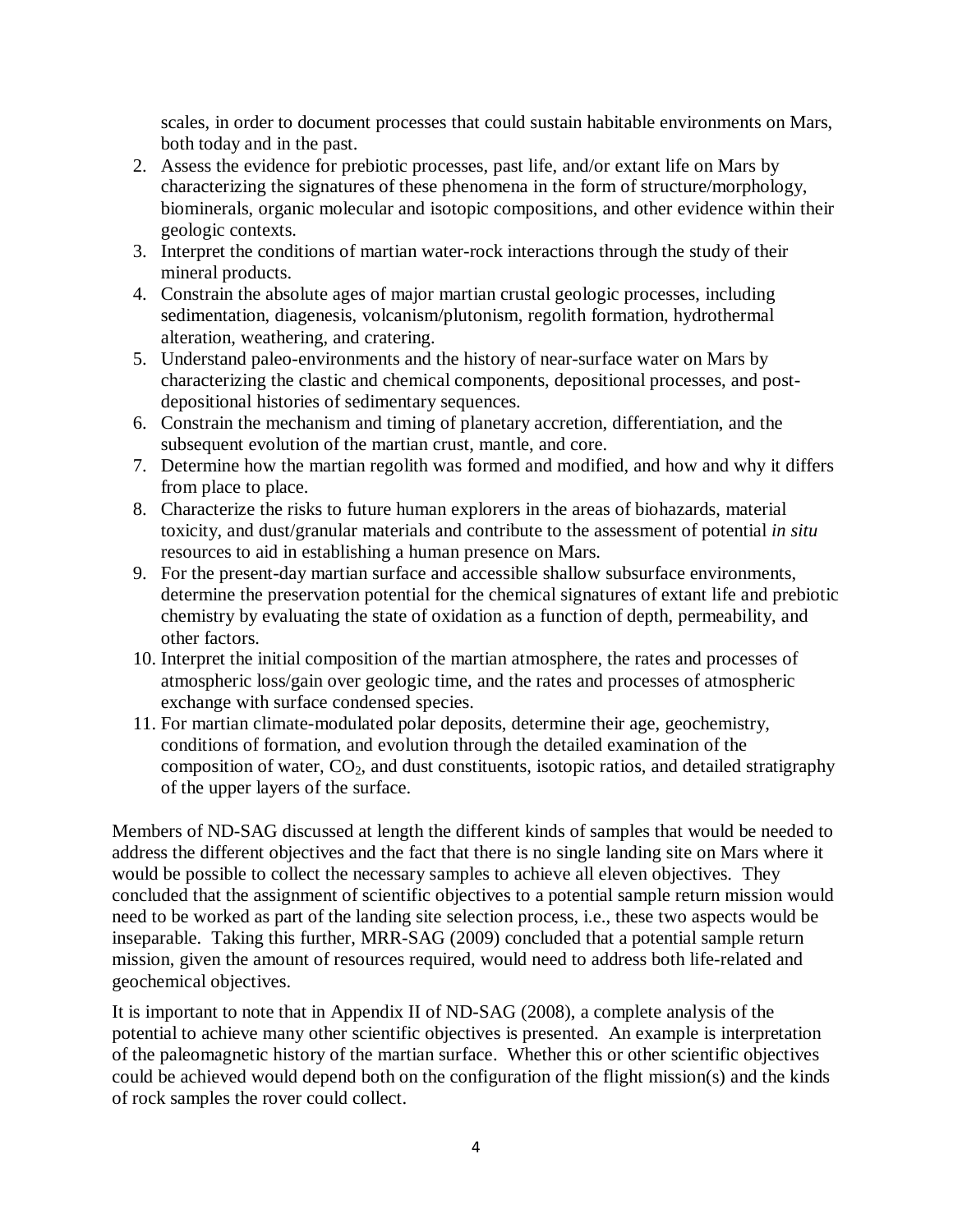scales, in order to document processes that could sustain habitable environments on Mars, both today and in the past.

2. Assess the evidence for prebiotic processes, past life, and/or extant life on Mars by characterizing the signatures of these phenomena in the form of structure/morphology, biominerals, organic molecular and isotopic compositions, and other evidence within their geologic contexts.
3. Interpret the conditions of martian water-rock interactions through the study of their mineral products.
4. Constrain the absolute ages of major martian crustal geologic processes, including sedimentation, diagenesis, volcanism/plutonism, regolith formation, hydrothermal alteration, weathering, and cratering.
5. Understand paleo-environments and the history of near-surface water on Mars by characterizing the clastic and chemical components, depositional processes, and post-depositional histories of sedimentary sequences.
6. Constrain the mechanism and timing of planetary accretion, differentiation, and the subsequent evolution of the martian crust, mantle, and core.
7. Determine how the martian regolith was formed and modified, and how and why it differs from place to place.
8. Characterize the risks to future human explorers in the areas of biohazards, material toxicity, and dust/granular materials and contribute to the assessment of potential *in situ* resources to aid in establishing a human presence on Mars.
9. For the present-day martian surface and accessible shallow subsurface environments, determine the preservation potential for the chemical signatures of extant life and prebiotic chemistry by evaluating the state of oxidation as a function of depth, permeability, and other factors.
10. Interpret the initial composition of the martian atmosphere, the rates and processes of atmospheric loss/gain over geologic time, and the rates and processes of atmospheric exchange with surface condensed species.
11. For martian climate-modulated polar deposits, determine their age, geochemistry, conditions of formation, and evolution through the detailed examination of the composition of water, $CO_2$, and dust constituents, isotopic ratios, and detailed stratigraphy of the upper layers of the surface.

Members of ND-SAG discussed at length the different kinds of samples that would be needed to address the different objectives and the fact that there is no single landing site on Mars where it would be possible to collect the necessary samples to achieve all eleven objectives. They concluded that the assignment of scientific objectives to a potential sample return mission would need to be worked as part of the landing site selection process, i.e., these two aspects would be inseparable. Taking this further, MRR-SAG (2009) concluded that a potential sample return mission, given the amount of resources required, would need to address both life-related and geochemical objectives.

It is important to note that in Appendix II of ND-SAG (2008), a complete analysis of the potential to achieve many other scientific objectives is presented. An example is interpretation of the paleomagnetic history of the martian surface. Whether this or other scientific objectives could be achieved would depend both on the configuration of the flight mission(s) and the kinds of rock samples the rover could collect.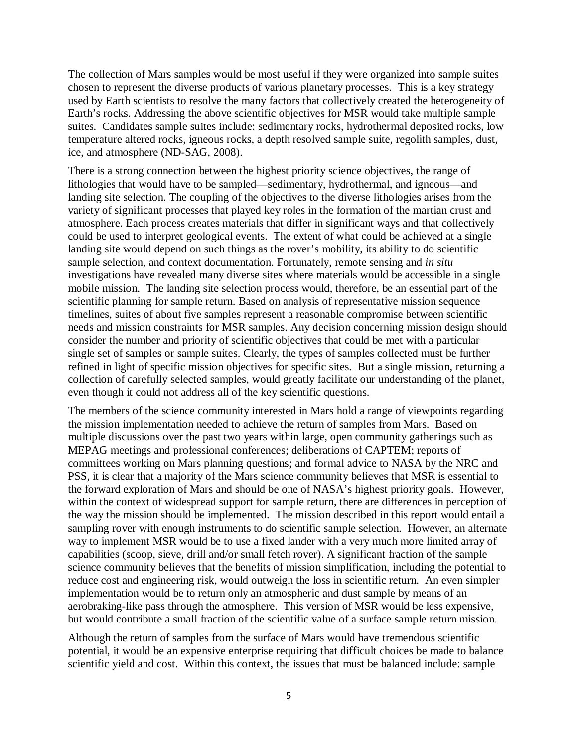The collection of Mars samples would be most useful if they were organized into sample suites chosen to represent the diverse products of various planetary processes. This is a key strategy used by Earth scientists to resolve the many factors that collectively created the heterogeneity of Earth's rocks. Addressing the above scientific objectives for MSR would take multiple sample suites. Candidates sample suites include: sedimentary rocks, hydrothermal deposited rocks, low temperature altered rocks, igneous rocks, a depth resolved sample suite, regolith samples, dust, ice, and atmosphere (ND-SAG, 2008).

There is a strong connection between the highest priority science objectives, the range of lithologies that would have to be sampled—sedimentary, hydrothermal, and igneous—and landing site selection. The coupling of the objectives to the diverse lithologies arises from the variety of significant processes that played key roles in the formation of the martian crust and atmosphere. Each process creates materials that differ in significant ways and that collectively could be used to interpret geological events. The extent of what could be achieved at a single landing site would depend on such things as the rover's mobility, its ability to do scientific sample selection, and context documentation. Fortunately, remote sensing and *in situ* investigations have revealed many diverse sites where materials would be accessible in a single mobile mission. The landing site selection process would, therefore, be an essential part of the scientific planning for sample return. Based on analysis of representative mission sequence timelines, suites of about five samples represent a reasonable compromise between scientific needs and mission constraints for MSR samples. Any decision concerning mission design should consider the number and priority of scientific objectives that could be met with a particular single set of samples or sample suites. Clearly, the types of samples collected must be further refined in light of specific mission objectives for specific sites. But a single mission, returning a collection of carefully selected samples, would greatly facilitate our understanding of the planet, even though it could not address all of the key scientific questions.

The members of the science community interested in Mars hold a range of viewpoints regarding the mission implementation needed to achieve the return of samples from Mars. Based on multiple discussions over the past two years within large, open community gatherings such as MEPAG meetings and professional conferences; deliberations of CAPTEM; reports of committees working on Mars planning questions; and formal advice to NASA by the NRC and PSS, it is clear that a majority of the Mars science community believes that MSR is essential to the forward exploration of Mars and should be one of NASA's highest priority goals. However, within the context of widespread support for sample return, there are differences in perception of the way the mission should be implemented. The mission described in this report would entail a sampling rover with enough instruments to do scientific sample selection. However, an alternate way to implement MSR would be to use a fixed lander with a very much more limited array of capabilities (scoop, sieve, drill and/or small fetch rover). A significant fraction of the sample science community believes that the benefits of mission simplification, including the potential to reduce cost and engineering risk, would outweigh the loss in scientific return. An even simpler implementation would be to return only an atmospheric and dust sample by means of an aerobraking-like pass through the atmosphere. This version of MSR would be less expensive, but would contribute a small fraction of the scientific value of a surface sample return mission.

Although the return of samples from the surface of Mars would have tremendous scientific potential, it would be an expensive enterprise requiring that difficult choices be made to balance scientific yield and cost. Within this context, the issues that must be balanced include: sample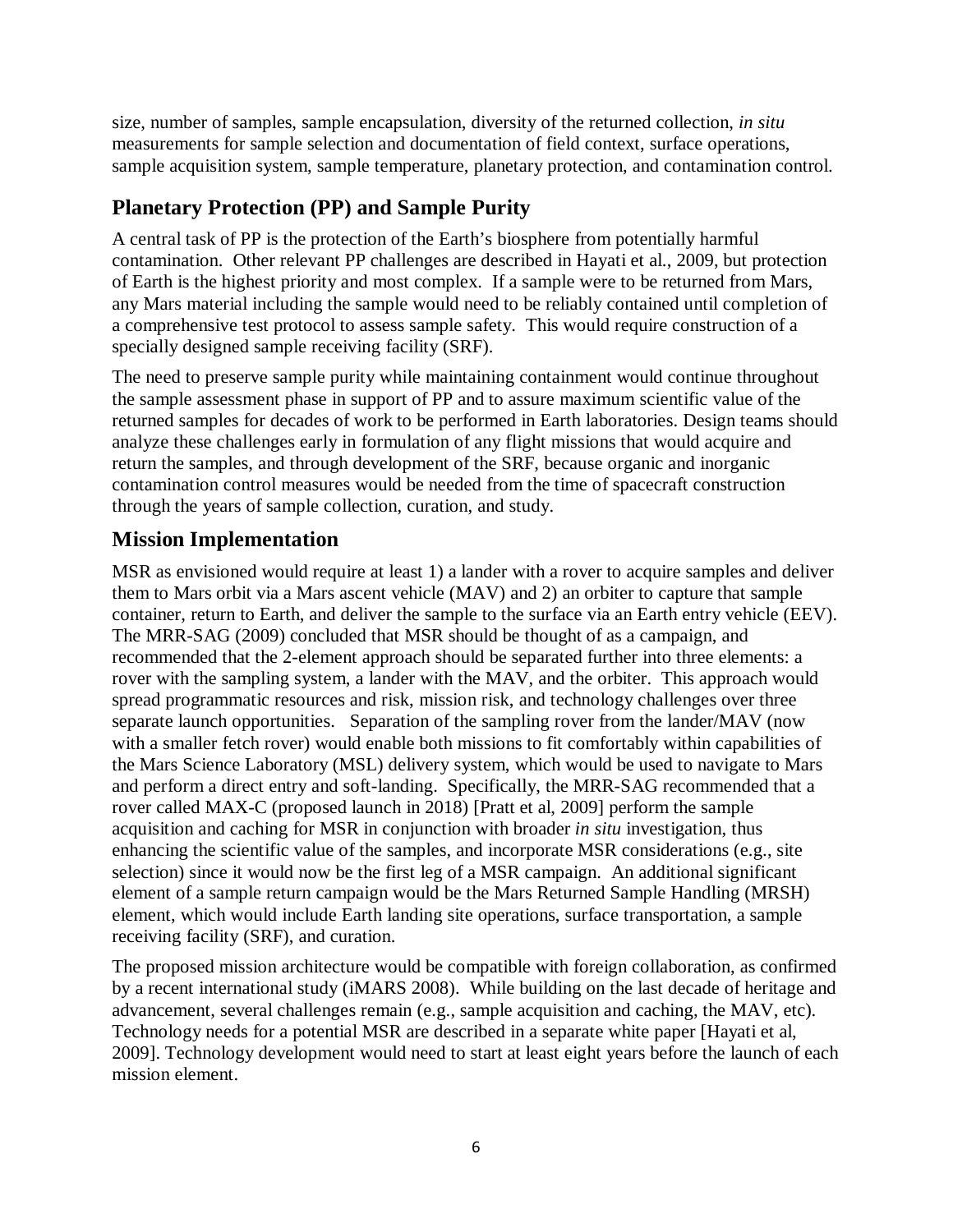size, number of samples, sample encapsulation, diversity of the returned collection, *in situ* measurements for sample selection and documentation of field context, surface operations, sample acquisition system, sample temperature, planetary protection, and contamination control.

## Planetary Protection (PP) and Sample Purity

A central task of PP is the protection of the Earth's biosphere from potentially harmful contamination. Other relevant PP challenges are described in Hayati et al., 2009, but protection of Earth is the highest priority and most complex. If a sample were to be returned from Mars, any Mars material including the sample would need to be reliably contained until completion of a comprehensive test protocol to assess sample safety. This would require construction of a specially designed sample receiving facility (SRF).

The need to preserve sample purity while maintaining containment would continue throughout the sample assessment phase in support of PP and to assure maximum scientific value of the returned samples for decades of work to be performed in Earth laboratories. Design teams should analyze these challenges early in formulation of any flight missions that would acquire and return the samples, and through development of the SRF, because organic and inorganic contamination control measures would be needed from the time of spacecraft construction through the years of sample collection, curation, and study.

## Mission Implementation

MSR as envisioned would require at least 1) a lander with a rover to acquire samples and deliver them to Mars orbit via a Mars ascent vehicle (MAV) and 2) an orbiter to capture that sample container, return to Earth, and deliver the sample to the surface via an Earth entry vehicle (EEV). The MRR-SAG (2009) concluded that MSR should be thought of as a campaign, and recommended that the 2-element approach should be separated further into three elements: a rover with the sampling system, a lander with the MAV, and the orbiter. This approach would spread programmatic resources and risk, mission risk, and technology challenges over three separate launch opportunities. Separation of the sampling rover from the lander/MAV (now with a smaller fetch rover) would enable both missions to fit comfortably within capabilities of the Mars Science Laboratory (MSL) delivery system, which would be used to navigate to Mars and perform a direct entry and soft-landing. Specifically, the MRR-SAG recommended that a rover called MAX-C (proposed launch in 2018) [Pratt et al, 2009] perform the sample acquisition and caching for MSR in conjunction with broader *in situ* investigation, thus enhancing the scientific value of the samples, and incorporate MSR considerations (e.g., site selection) since it would now be the first leg of a MSR campaign. An additional significant element of a sample return campaign would be the Mars Returned Sample Handling (MRSH) element, which would include Earth landing site operations, surface transportation, a sample receiving facility (SRF), and curation.

The proposed mission architecture would be compatible with foreign collaboration, as confirmed by a recent international study (iMARS 2008). While building on the last decade of heritage and advancement, several challenges remain (e.g., sample acquisition and caching, the MAV, etc). Technology needs for a potential MSR are described in a separate white paper [Hayati et al, 2009]. Technology development would need to start at least eight years before the launch of each mission element.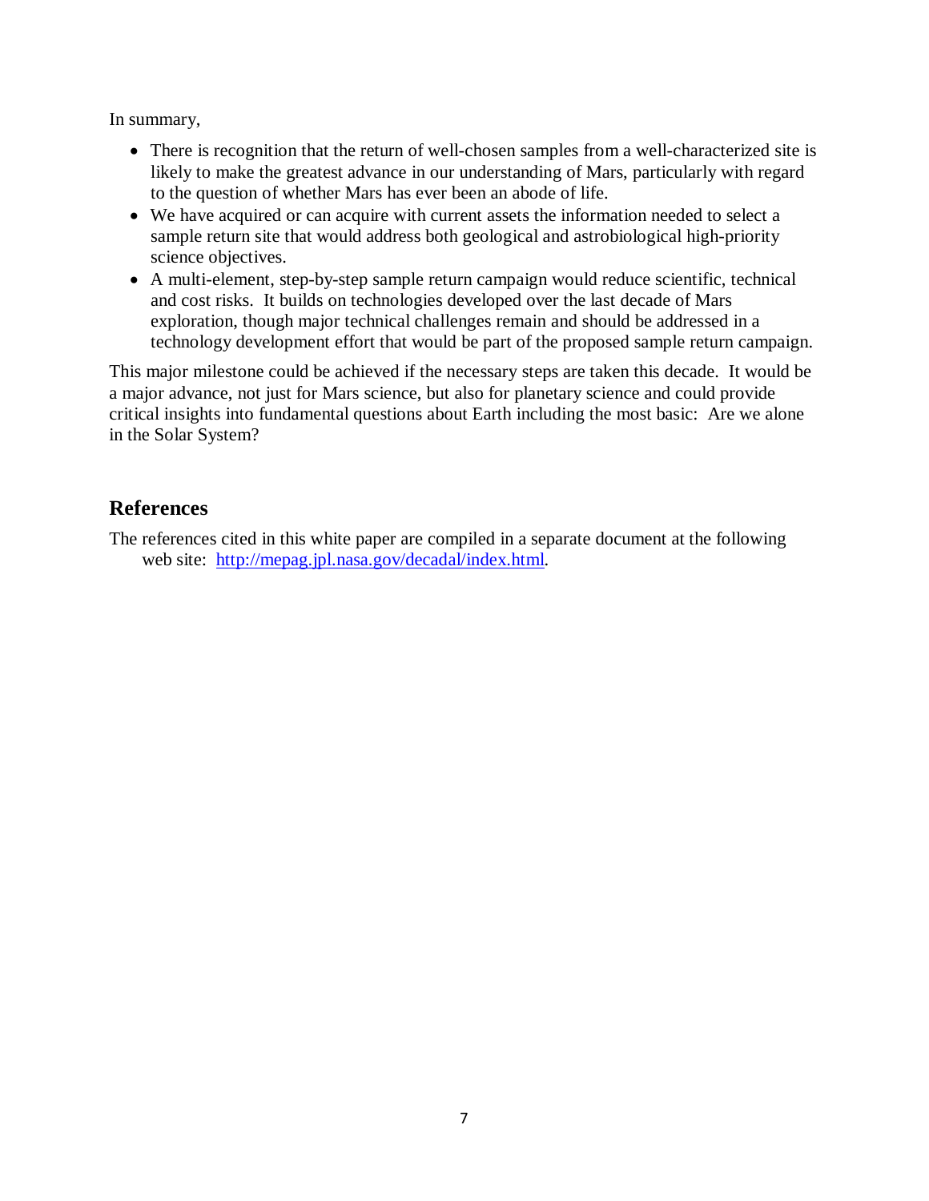In summary,

- There is recognition that the return of well-chosen samples from a well-characterized site is likely to make the greatest advance in our understanding of Mars, particularly with regard to the question of whether Mars has ever been an abode of life.
- We have acquired or can acquire with current assets the information needed to select a sample return site that would address both geological and astrobiological high-priority science objectives.
- A multi-element, step-by-step sample return campaign would reduce scientific, technical and cost risks. It builds on technologies developed over the last decade of Mars exploration, though major technical challenges remain and should be addressed in a technology development effort that would be part of the proposed sample return campaign.

This major milestone could be achieved if the necessary steps are taken this decade. It would be a major advance, not just for Mars science, but also for planetary science and could provide critical insights into fundamental questions about Earth including the most basic: Are we alone in the Solar System?

## References

The references cited in this white paper are compiled in a separate document at the following web site: [http://mepag.jpl.nasa.gov/decadal/index.html](http://mepag.jpl.nasa.gov/decadal/index.html).